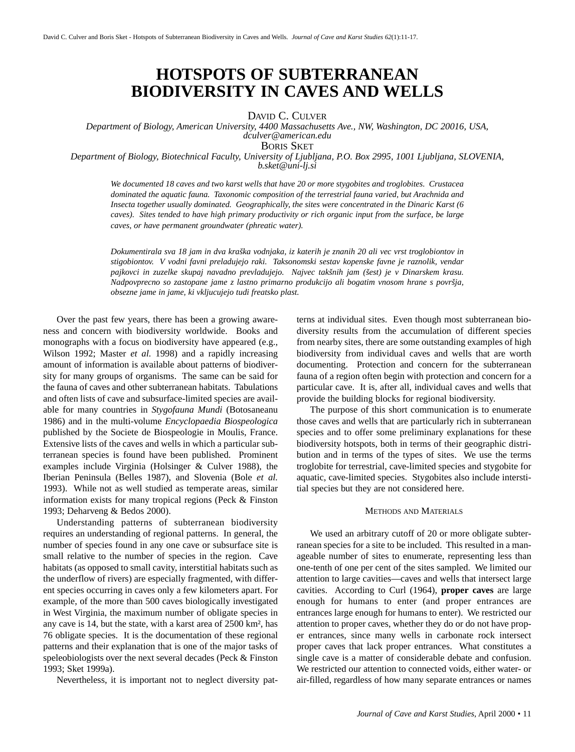# HOTSPOTS OF SUBTERRANEAN BIODIVERSITY IN CAVES AND WELLS

DAVID C. CULVER

*Department of Biology, American University, 4400 Massachusetts Ave., NW, Washington, DC 20016, USA, dculver@american.edu*

BORIS SKET

*Department of Biology, Biotechnical Faculty, University of Ljubljana, P.O. Box 2995, 1001 Ljubljana, SLOVENIA, b.sket@uni-lj.si*

*We documented 18 caves and two karst wells that have 20 or more stygobites and troglobites. Crustacea dominated the aquatic fauna. Taxonomic composition of the terrestrial fauna varied, but Arachnida and Insecta together usually dominated. Geographically, the sites were concentrated in the Dinaric Karst (6 caves). Sites tended to have high primary productivity or rich organic input from the surface, be large caves, or have permanent groundwater (phreatic water).*

*Dokumentirala sva 18 jam in dva kraška vodnjaka, iz katerih je znanih 20 ali vec vrst troglobiontov in stigobiontov. V vodni favni preladujejo raki. Taksonomski sestav kopenske favne je raznolik, vendar pajkovci in zuzelke skupaj navadno prevladujejo. Najvec takšnih jam (šest) je v Dinarskem krasu. Nadpovprecno so zastopane jame z lastno primarno produkcijo ali bogatim vnosom hrane s površja, obsezne jame in jame, ki vkljucujejo tudi freatsko plast.*

Over the past few years, there has been a growing awareness and concern with biodiversity worldwide. Books and monographs with a focus on biodiversity have appeared (e.g., Wilson 1992; Master *et al.* 1998) and a rapidly increasing amount of information is available about patterns of biodiversity for many groups of organisms. The same can be said for the fauna of caves and other subterranean habitats. Tabulations and often lists of cave and subsurface-limited species are available for many countries in *Stygofauna Mundi* (Botosaneanu 1986) and in the multi-volume *Encyclopaedia Biospeologica* published by the Societe de Biospeologie in Moulis, France. Extensive lists of the caves and wells in which a particular subterranean species is found have been published. Prominent examples include Virginia (Holsinger & Culver 1988), the Iberian Peninsula (Belles 1987), and Slovenia (Bole *et al.* 1993). While not as well studied as temperate areas, similar information exists for many tropical regions (Peck & Finston 1993; Deharveng & Bedos 2000).

Understanding patterns of subterranean biodiversity requires an understanding of regional patterns. In general, the number of species found in any one cave or subsurface site is small relative to the number of species in the region. Cave habitats (as opposed to small cavity, interstitial habitats such as the underflow of rivers) are especially fragmented, with different species occurring in caves only a few kilometers apart. For example, of the more than 500 caves biologically investigated in West Virginia, the maximum number of obligate species in any cave is 14, but the state, with a karst area of 2500 km², has 76 obligate species. It is the documentation of these regional patterns and their explanation that is one of the major tasks of speleobiologists over the next several decades (Peck & Finston 1993; Sket 1999a).

Nevertheless, it is important not to neglect diversity patterns at individual sites. Even though most subterranean biodiversity results from the accumulation of different species from nearby sites, there are some outstanding examples of high biodiversity from individual caves and wells that are worth documenting. Protection and concern for the subterranean fauna of a region often begin with protection and concern for a particular cave. It is, after all, individual caves and wells that provide the building blocks for regional biodiversity.

The purpose of this short communication is to enumerate those caves and wells that are particularly rich in subterranean species and to offer some preliminary explanations for these biodiversity hotspots, both in terms of their geographic distribution and in terms of the types of sites. We use the terms troglobite for terrestrial, cave-limited species and stygobite for aquatic, cave-limited species. Stygobites also include interstitial species but they are not considered here.

## METHODS AND MATERIALS

We used an arbitrary cutoff of 20 or more obligate subterranean species for a site to be included. This resulted in a manageable number of sites to enumerate, representing less than one-tenth of one per cent of the sites sampled. We limited our attention to large cavities—caves and wells that intersect large cavities. According to Curl (1964), **proper caves** are large enough for humans to enter (and proper entrances are entrances large enough for humans to enter). We restricted our attention to proper caves, whether they do or do not have proper entrances, since many wells in carbonate rock intersect proper caves that lack proper entrances. What constitutes a single cave is a matter of considerable debate and confusion. We restricted our attention to connected voids, either water- or air-filled, regardless of how many separate entrances or names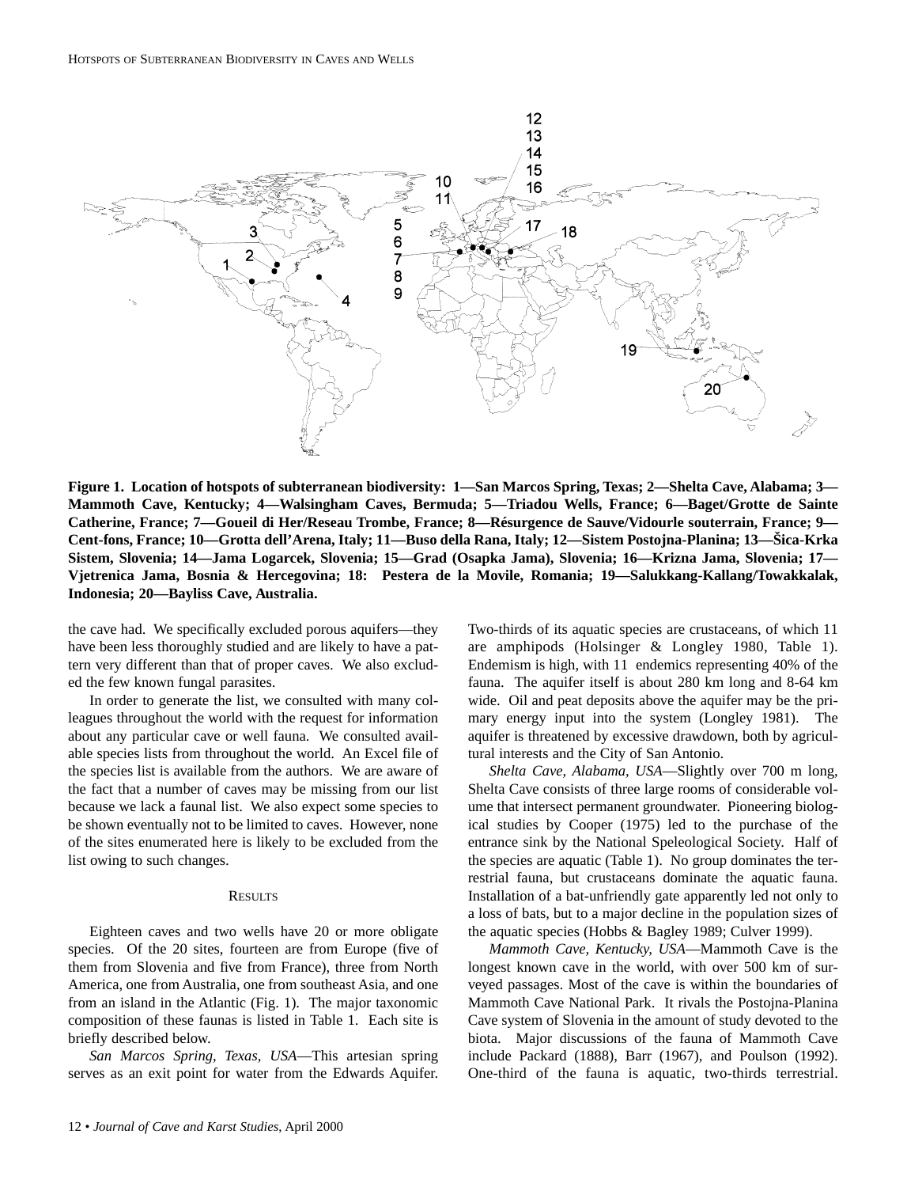**Figure 1. Location of hotspots of subterranean biodiversity: 1—San Marcos Spring, Texas; 2—Shelta Cave, Alabama; 3—Mammoth Cave, Kentucky; 4—Walsingham Caves, Bermuda; 5—Triadou Wells, France; 6—Baget/Grotte de Sainte Catherine, France; 7—Goueil di Her/Reseau Trombe, France; 8—Résurgence de Sauve/Vidourle souterrain, France; 9—Cent-fons, France; 10—Grotta dell'Arena, Italy; 11—Buso della Rana, Italy; 12—Sistem Postojna-Planina; 13—Šica-Krka Sistem, Slovenia; 14—Jama Logarcek, Slovenia; 15—Grad (Osapka Jama), Slovenia; 16—Krizna Jama, Slovenia; 17—Vjetrenica Jama, Bosnia & Hercegovina; 18: Pestera de la Movile, Romania; 19—Salukkang-Kallang/Towakkalak, Indonesia; 20—Bayliss Cave, Australia.**

the cave had. We specifically excluded porous aquifers—they have been less thoroughly studied and are likely to have a pattern very different than that of proper caves. We also excluded the few known fungal parasites.

In order to generate the list, we consulted with many colleagues throughout the world with the request for information about any particular cave or well fauna. We consulted available species lists from throughout the world. An Excel file of the species list is available from the authors. We are aware of the fact that a number of caves may be missing from our list because we lack a faunal list. We also expect some species to be shown eventually not to be limited to caves. However, none of the sites enumerated here is likely to be excluded from the list owing to such changes.

## Results

Eighteen caves and two wells have 20 or more obligate species. Of the 20 sites, fourteen are from Europe (five of them from Slovenia and five from France), three from North America, one from Australia, one from southeast Asia, and one from an island in the Atlantic (Fig. 1). The major taxonomic composition of these faunas is listed in Table 1. Each site is briefly described below.

*San Marcos Spring, Texas, USA*—This artesian spring serves as an exit point for water from the Edwards Aquifer. Two-thirds of its aquatic species are crustaceans, of which 11 are amphipods (Holsinger & Longley 1980, Table 1). Endemism is high, with 11 endemics representing 40% of the fauna. The aquifer itself is about 280 km long and 8-64 km wide. Oil and peat deposits above the aquifer may be the primary energy input into the system (Longley 1981). The aquifer is threatened by excessive drawdown, both by agricultural interests and the City of San Antonio.

*Shelta Cave, Alabama, USA*—Slightly over 700 m long, Shelta Cave consists of three large rooms of considerable volume that intersect permanent groundwater. Pioneering biological studies by Cooper (1975) led to the purchase of the entrance sink by the National Speleological Society. Half of the species are aquatic (Table 1). No group dominates the terrestrial fauna, but crustaceans dominate the aquatic fauna. Installation of a bat-unfriendly gate apparently led not only to a loss of bats, but to a major decline in the population sizes of the aquatic species (Hobbs & Bagley 1989; Culver 1999).

*Mammoth Cave, Kentucky, USA*—Mammoth Cave is the longest known cave in the world, with over 500 km of surveyed passages. Most of the cave is within the boundaries of Mammoth Cave National Park. It rivals the Postojna-Planina Cave system of Slovenia in the amount of study devoted to the biota. Major discussions of the fauna of Mammoth Cave include Packard (1888), Barr (1967), and Poulson (1992). One-third of the fauna is aquatic, two-thirds terrestrial.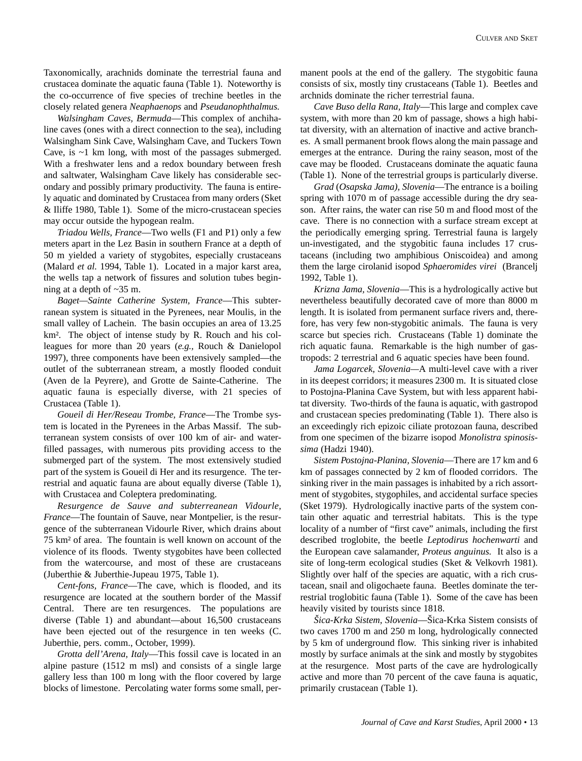Taxonomically, arachnids dominate the terrestrial fauna and crustacea dominate the aquatic fauna (Table 1). Noteworthy is the co-occurrence of five species of trechine beetles in the closely related genera *Neaphaenops* and *Pseudanophthalmus.*

*Walsingham Caves, Bermuda*—This complex of anchihaline caves (ones with a direct connection to the sea), including Walsingham Sink Cave, Walsingham Cave, and Tuckers Town Cave, is ~1 km long, with most of the passages submerged. With a freshwater lens and a redox boundary between fresh and saltwater, Walsingham Cave likely has considerable secondary and possibly primary productivity. The fauna is entirely aquatic and dominated by Crustacea from many orders (Sket & Iliffe 1980, Table 1). Some of the micro-crustacean species may occur outside the hypogean realm.

*Triadou Wells, France*—Two wells (F1 and P1) only a few meters apart in the Lez Basin in southern France at a depth of 50 m yielded a variety of stygobites, especially crustaceans (Malard *et al.* 1994, Table 1). Located in a major karst area, the wells tap a network of fissures and solution tubes beginning at a depth of ~35 m.

*Baget—Sainte Catherine System, France*—This subterranean system is situated in the Pyrenees, near Moulis, in the small valley of Lachein. The basin occupies an area of 13.25 km². The object of intense study by R. Rouch and his colleagues for more than 20 years (*e.g.,* Rouch & Danielopol 1997), three components have been extensively sampled—the outlet of the subterranean stream, a mostly flooded conduit (Aven de la Peyrere), and Grotte de Sainte-Catherine. The aquatic fauna is especially diverse, with 21 species of Crustacea (Table 1).

*Goueil di Her/Reseau Trombe, France*—The Trombe system is located in the Pyrenees in the Arbas Massif. The subterranean system consists of over 100 km of air- and water-filled passages, with numerous pits providing access to the submerged part of the system. The most extensively studied part of the system is Goueil di Her and its resurgence. The terrestrial and aquatic fauna are about equally diverse (Table 1), with Crustacea and Coleptera predominating.

*Resurgence de Sauve and subterreanean Vidourle, France*—The fountain of Sauve, near Montpelier, is the resurgence of the subterranean Vidourle River, which drains about 75 km² of area. The fountain is well known on account of the violence of its floods. Twenty stygobites have been collected from the watercourse, and most of these are crustaceans (Juberthie & Juberthie-Jupeau 1975, Table 1).

*Cent-fons, France*—The cave, which is flooded, and its resurgence are located at the southern border of the Massif Central. There are ten resurgences. The populations are diverse (Table 1) and abundant—about 16,500 crustaceans have been ejected out of the resurgence in ten weeks (C. Juberthie, pers. comm., October, 1999).

*Grotta dell'Arena, Italy*—This fossil cave is located in an alpine pasture (1512 m msl) and consists of a single large gallery less than 100 m long with the floor covered by large blocks of limestone. Percolating water forms some small, permanent pools at the end of the gallery. The stygobitic fauna consists of six, mostly tiny crustaceans (Table 1). Beetles and archnids dominate the richer terrestrial fauna.

*Cave Buso della Rana, Italy*—This large and complex cave system, with more than 20 km of passage, shows a high habitat diversity, with an alternation of inactive and active branches. A small permanent brook flows along the main passage and emerges at the entrance. During the rainy season, most of the cave may be flooded. Crustaceans dominate the aquatic fauna (Table 1). None of the terrestrial groups is particularly diverse.

*Grad* (*Osapska Jama), Slovenia*—The entrance is a boiling spring with 1070 m of passage accessible during the dry season. After rains, the water can rise 50 m and flood most of the cave. There is no connection with a surface stream except at the periodically emerging spring. Terrestrial fauna is largely un-investigated, and the stygobitic fauna includes 17 crustaceans (including two amphibious Oniscoidea) and among them the large cirolanid isopod *Sphaeromides virei* (Brancelj 1992, Table 1).

*Krizna Jama, Slovenia*—This is a hydrologically active but nevertheless beautifully decorated cave of more than 8000 m length. It is isolated from permanent surface rivers and, therefore, has very few non-stygobitic animals. The fauna is very scarce but species rich. Crustaceans (Table 1) dominate the rich aquatic fauna. Remarkable is the high number of gastropods: 2 terrestrial and 6 aquatic species have been found.

*Jama Logarcek, Slovenia*—A multi-level cave with a river in its deepest corridors; it measures 2300 m. It is situated close to Postojna-Planina Cave System, but with less apparent habitat diversity. Two-thirds of the fauna is aquatic, with gastropod and crustacean species predominating (Table 1). There also is an exceedingly rich epizoic ciliate protozoan fauna, described from one specimen of the bizarre isopod *Monolistra spinosissima* (Hadzi 1940).

*Sistem Postojna-Planina, Slovenia*—There are 17 km and 6 km of passages connected by 2 km of flooded corridors. The sinking river in the main passages is inhabited by a rich assortment of stygobites, stygophiles, and accidental surface species (Sket 1979). Hydrologically inactive parts of the system contain other aquatic and terrestrial habitats. This is the type locality of a number of "first cave" animals, including the first described troglobite, the beetle *Leptodirus hochenwarti* and the European cave salamander, *Proteus anguinus.* It also is a site of long-term ecological studies (Sket & Velkovrh 1981). Slightly over half of the species are aquatic, with a rich crustacean, snail and oligochaete fauna. Beetles dominate the terrestrial troglobitic fauna (Table 1). Some of the cave has been heavily visited by tourists since 1818.

*Šica-Krka Sistem, Slovenia*—Šica-Krka Sistem consists of two caves 1700 m and 250 m long, hydrologically connected by 5 km of underground flow. This sinking river is inhabited mostly by surface animals at the sink and mostly by stygobites at the resurgence. Most parts of the cave are hydrologically active and more than 70 percent of the cave fauna is aquatic, primarily crustacean (Table 1).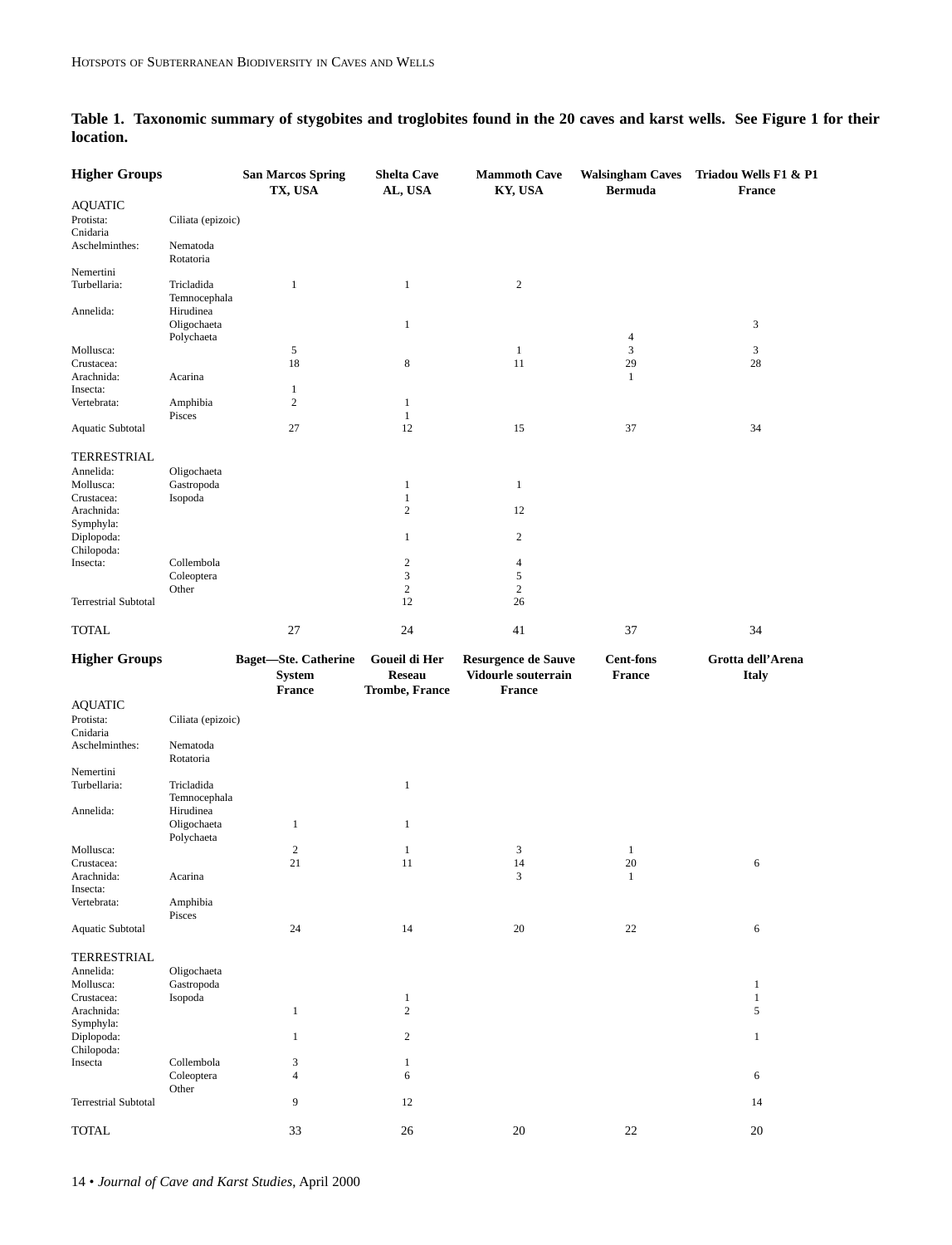**Table 1. Taxonomic summary of stygobites and troglobites found in the 20 caves and karst wells. See Figure 1 for their location.**

| Higher Groups | | San Marcos Spring TX, USA | Shelta Cave AL, USA | Mammoth Cave KY, USA | Walsingham Caves Bermuda | Triadou Wells F1 & P1 France |
|---|---|---|---|---|---|---|
| AQUATIC | | | | | | |
| Protista: | Ciliata (epizoic) | | | | | |
| Cnidaria | | | | | | |
| Aschelminthes: | Nematoda | | | | | |
| | Rotatoria | | | | | |
| Nemertini | | | | | | |
| Turbellaria: | Tricladida | 1 | 1 | 2 | | |
| | Temnocephala | | | | | |
| Annelida: | Hirudinea | | | | | |
| | Oligochaeta | | 1 | | | 3 |
| | Polychaeta | | | | 4 | |
| Mollusca: | | 5 | | 1 | 3 | 3 |
| Crustacea: | | 18 | 8 | 11 | 29 | 28 |
| Arachnida: | Acarina | | | | 1 | |
| Insecta: | | 1 | | | | |
| Vertebrata: | Amphibia | 2 | 1 | | | |
| | Pisces | | 1 | | | |
| Aquatic Subtotal | | 27 | 12 | 15 | 37 | 34 |
| TERRESTRIAL | | | | | | |
| Annelida: | Oligochaeta | | | | | |
| Mollusca: | Gastropoda | | 1 | 1 | | |
| Crustacea: | Isopoda | | 1 | | | |
| Arachnida: | | | 2 | 12 | | |
| Symphyla: | | | | | | |
| Diplopoda: | | | 1 | 2 | | |
| Chilopoda: | | | | | | |
| Insecta: | Collembola | | 2 | 4 | | |
| | Coleoptera | | 3 | 5 | | |
| | Other | | 2 | 2 | | |
| Terrestrial Subtotal | | | 12 | 26 | | |
| TOTAL | | 27 | 24 | 41 | 37 | 34 |

| Higher Groups | | Baget—Ste. Catherine System France | Goueil di Her Reseau Trombe, France | Resurgence de Sauve Vidourle souterrain France | Cent-fons France | Grotta dell'Arena Italy |
|---|---|---|---|---|---|---|
| AQUATIC | | | | | | |
| Protista: | Ciliata (epizoic) | | | | | |
| Cnidaria | | | | | | |
| Aschelminthes: | Nematoda | | | | | |
| | Rotatoria | | | | | |
| Nemertini | | | | | | |
| Turbellaria: | Tricladida | | 1 | | | |
| | Temnocephala | | | | | |
| Annelida: | Hirudinea | | | | | |
| | Oligochaeta | 1 | 1 | | | |
| | Polychaeta | | | | | |
| Mollusca: | | 2 | 1 | 3 | 1 | |
| Crustacea: | | 21 | 11 | 14 | 20 | 6 |
| Arachnida: | Acarina | | | 3 | 1 | |
| Insecta: | | | | | | |
| Vertebrata: | Amphibia | | | | | |
| | Pisces | | | | | |
| Aquatic Subtotal | | 24 | 14 | 20 | 22 | 6 |
| TERRESTRIAL | | | | | | |
| Annelida: | Oligochaeta | | | | | |
| Mollusca: | Gastropoda | | | | | 1 |
| Crustacea: | Isopoda | | 1 | | | 1 |
| Arachnida: | | 1 | 2 | | | 5 |
| Symphyla: | | | | | | |
| Diplopoda: | | 1 | 2 | | | 1 |
| Chilopoda: | | | | | | |
| Insecta | Collembola | 3 | 1 | | | |
| | Coleoptera | 4 | 6 | | | 6 |
| | Other | | | | | |
| Terrestrial Subtotal | | 9 | 12 | | | 14 |
| TOTAL | | 33 | 26 | 20 | 22 | 20 |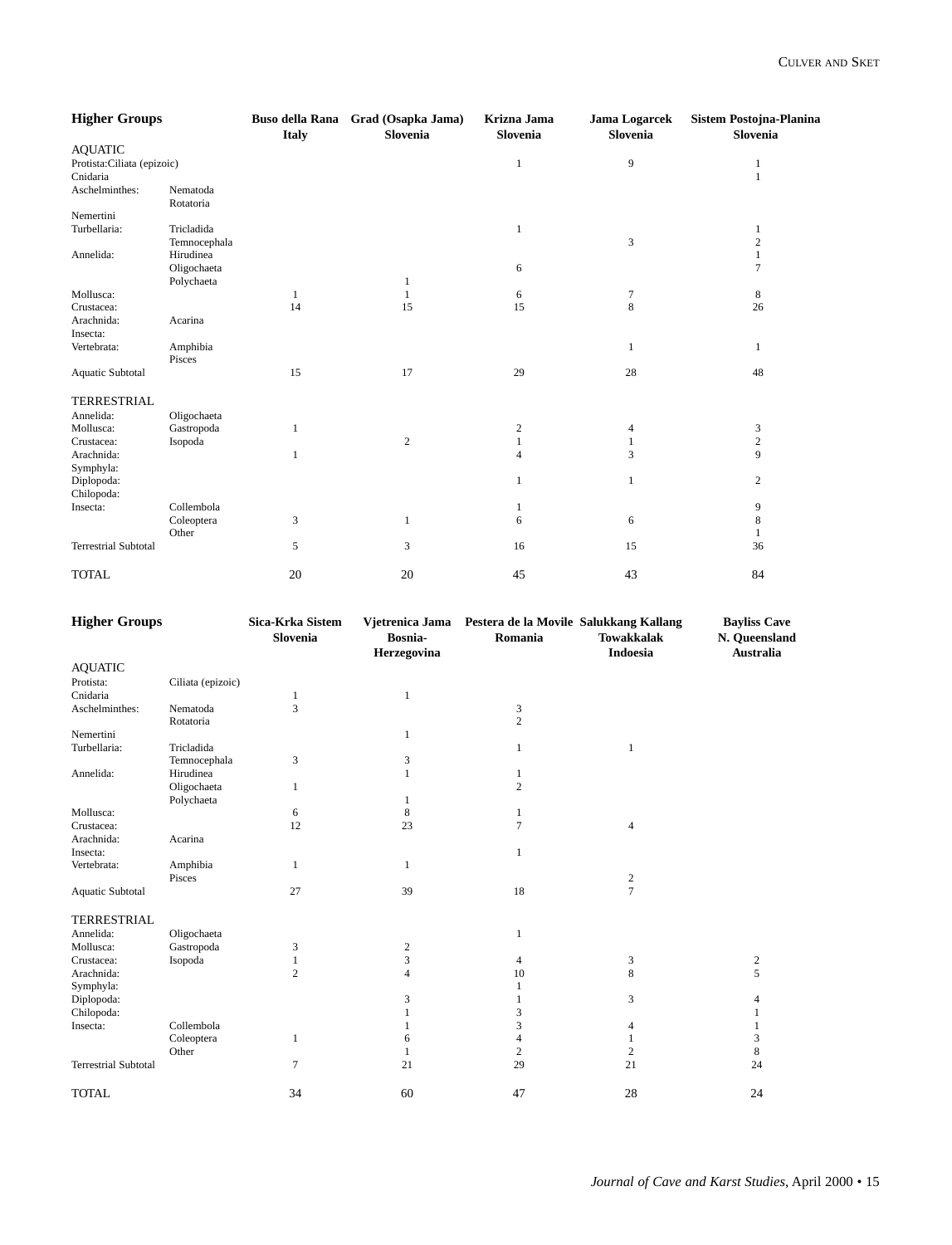| Higher Groups | | Buso della Rana Italy | Grad (Osapka Jama) Slovenia | Krizna Jama Slovenia | Jama Logarcek Slovenia | Sistem Postojna-Planina Slovenia |
|---|---|---|---|---|---|---|
| AQUATIC | | | | | | |
| Protista:Ciliata (epizoic) | | | | 1 | 9 | 1 |
| Cnidaria | | | | | | 1 |
| Aschelminthes: | Nematoda | | | | | |
| | Rotatoria | | | | | |
| Nemertini | | | | | | |
| Turbellaria: | Tricladida | | | 1 | | 1 |
| | Temnocephala | | | | 3 | 2 |
| Annelida: | Hirudinea | | | | | 1 |
| | Oligochaeta | | | 6 | | 7 |
| | Polychaeta | | 1 | | | |
| Mollusca: | | 1 | 1 | 6 | 7 | 8 |
| Crustacea: | | 14 | 15 | 15 | 8 | 26 |
| Arachnida: | Acarina | | | | | |
| Insecta: | | | | | | |
| Vertebrata: | Amphibia | | | | 1 | 1 |
| | Pisces | | | | | |
| Aquatic Subtotal | | 15 | 17 | 29 | 28 | 48 |
| TERRESTRIAL | | | | | | |
| Annelida: | Oligochaeta | | | | | |
| Mollusca: | Gastropoda | 1 | | 2 | 4 | 3 |
| Crustacea: | Isopoda | | 2 | 1 | 1 | 2 |
| Arachnida: | | 1 | | 4 | 3 | 9 |
| Symphyla: | | | | | | |
| Diplopoda: | | | | 1 | 1 | 2 |
| Chilopoda: | | | | | | |
| Insecta: | Collembola | | | 1 | | 9 |
| | Coleoptera | 3 | 1 | 6 | 6 | 8 |
| | Other | | | | | 1 |
| Terrestrial Subtotal | | 5 | 3 | 16 | 15 | 36 |
| TOTAL | | 20 | 20 | 45 | 43 | 84 |

| Higher Groups | | Sica-Krka Sistem Slovenia | Vjetrenica Jama Bosnia-Herzegovina | Pestera de la Movile Romania | Salukkang Kallang Towakkalak Indoesia | Bayliss Cave N. Queensland Australia |
|---|---|---|---|---|---|---|
| AQUATIC | | | | | | |
| Protista: | Ciliata (epizoic) | | | | | |
| Cnidaria | | 1 | 1 | | | |
| Aschelminthes: | Nematoda | 3 | | 3 | | |
| | Rotatoria | | | 2 | | |
| Nemertini | | | 1 | | | |
| Turbellaria: | Tricladida | | | 1 | 1 | |
| | Temnocephala | 3 | 3 | | | |
| Annelida: | Hirudinea | | 1 | 1 | | |
| | Oligochaeta | 1 | | 2 | | |
| | Polychaeta | | 1 | | | |
| Mollusca: | | 6 | 8 | 1 | | |
| Crustacea: | | 12 | 23 | 7 | 4 | |
| Arachnida: | Acarina | | | | | |
| Insecta: | | | | 1 | | |
| Vertebrata: | Amphibia | 1 | 1 | | | |
| | Pisces | | | | 2 | |
| Aquatic Subtotal | | 27 | 39 | 18 | 7 | |
| TERRESTRIAL | | | | | | |
| Annelida: | Oligochaeta | | | 1 | | |
| Mollusca: | Gastropoda | 3 | 2 | | | |
| Crustacea: | Isopoda | 1 | 3 | 4 | 3 | 2 |
| Arachnida: | | 2 | 4 | 10 | 8 | 5 |
| Symphyla: | | | | 1 | | |
| Diplopoda: | | | 3 | 1 | 3 | 4 |
| Chilopoda: | | | 1 | 3 | | 1 |
| Insecta: | Collembola | | 1 | 3 | 4 | 1 |
| | Coleoptera | 1 | 6 | 4 | 1 | 3 |
| | Other | | 1 | 2 | 2 | 8 |
| Terrestrial Subtotal | | 7 | 21 | 29 | 21 | 24 |
| TOTAL | | 34 | 60 | 47 | 28 | 24 |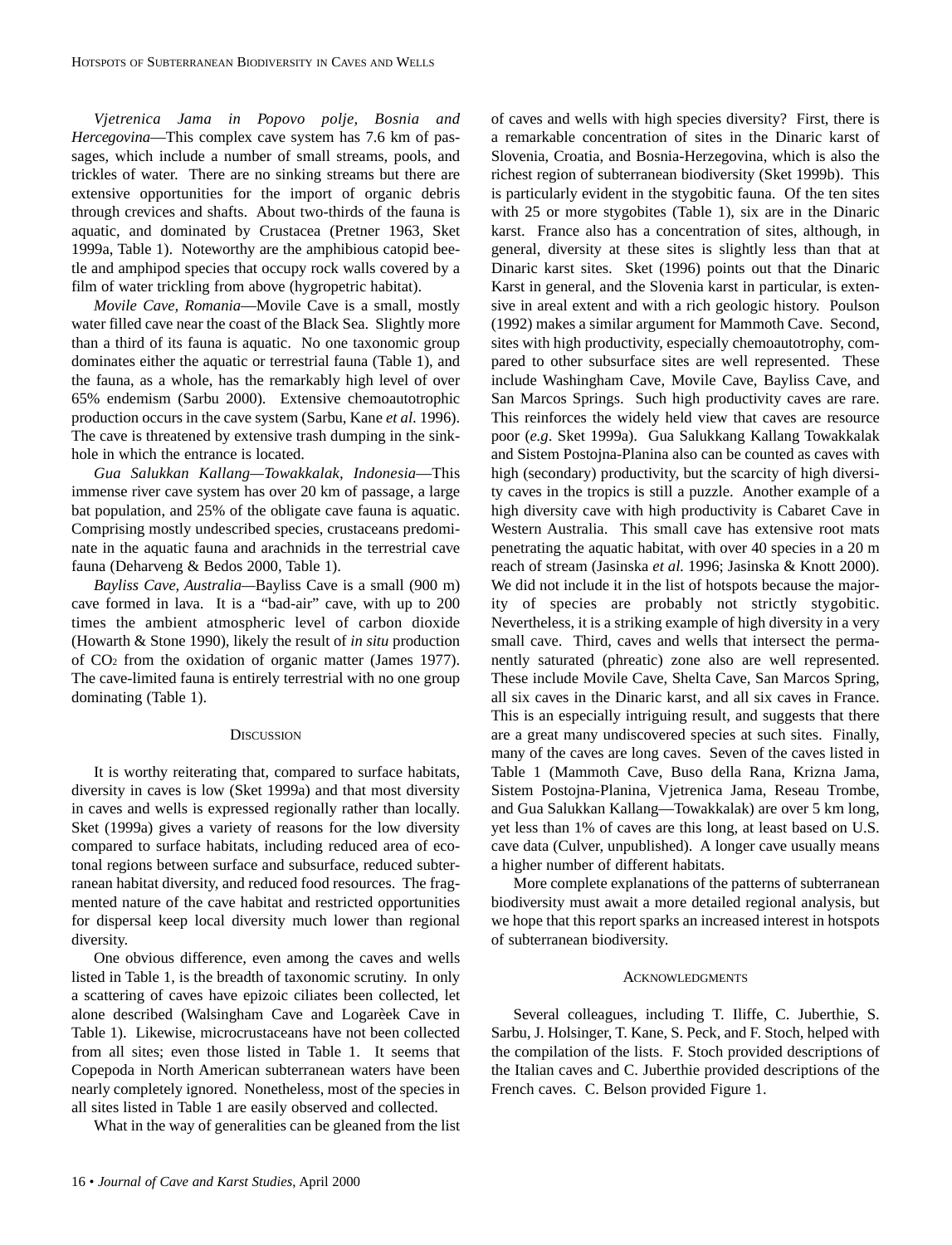*Vjetrenica Jama in Popovo polje, Bosnia and Hercegovina*—This complex cave system has 7.6 km of passages, which include a number of small streams, pools, and trickles of water. There are no sinking streams but there are extensive opportunities for the import of organic debris through crevices and shafts. About two-thirds of the fauna is aquatic, and dominated by Crustacea (Pretner 1963, Sket 1999a, Table 1). Noteworthy are the amphibious catopid beetle and amphipod species that occupy rock walls covered by a film of water trickling from above (hygropetric habitat).

*Movile Cave, Romania*—Movile Cave is a small, mostly water filled cave near the coast of the Black Sea. Slightly more than a third of its fauna is aquatic. No one taxonomic group dominates either the aquatic or terrestrial fauna (Table 1), and the fauna, as a whole, has the remarkably high level of over 65% endemism (Sarbu 2000). Extensive chemoautotrophic production occurs in the cave system (Sarbu, Kane *et al*. 1996). The cave is threatened by extensive trash dumping in the sinkhole in which the entrance is located.

*Gua Salukkan Kallang—Towakkalak, Indonesia*—This immense river cave system has over 20 km of passage, a large bat population, and 25% of the obligate cave fauna is aquatic. Comprising mostly undescribed species, crustaceans predominate in the aquatic fauna and arachnids in the terrestrial cave fauna (Deharveng & Bedos 2000, Table 1).

*Bayliss Cave, Australia*—Bayliss Cave is a small (900 m) cave formed in lava. It is a "bad-air" cave, with up to 200 times the ambient atmospheric level of carbon dioxide (Howarth & Stone 1990), likely the result of *in situ* production of $CO_2$ from the oxidation of organic matter (James 1977). The cave-limited fauna is entirely terrestrial with no one group dominating (Table 1).

## Discussion

It is worthy reiterating that, compared to surface habitats, diversity in caves is low (Sket 1999a) and that most diversity in caves and wells is expressed regionally rather than locally. Sket (1999a) gives a variety of reasons for the low diversity compared to surface habitats, including reduced area of ecotonal regions between surface and subsurface, reduced subterranean habitat diversity, and reduced food resources. The fragmented nature of the cave habitat and restricted opportunities for dispersal keep local diversity much lower than regional diversity.

One obvious difference, even among the caves and wells listed in Table 1, is the breadth of taxonomic scrutiny. In only a scattering of caves have epizoic ciliates been collected, let alone described (Walsingham Cave and Logarèek Cave in Table 1). Likewise, microcrustaceans have not been collected from all sites; even those listed in Table 1. It seems that Copepoda in North American subterranean waters have been nearly completely ignored. Nonetheless, most of the species in all sites listed in Table 1 are easily observed and collected.

What in the way of generalities can be gleaned from the list of caves and wells with high species diversity? First, there is a remarkable concentration of sites in the Dinaric karst of Slovenia, Croatia, and Bosnia-Herzegovina, which is also the richest region of subterranean biodiversity (Sket 1999b). This is particularly evident in the stygobitic fauna. Of the ten sites with 25 or more stygobites (Table 1), six are in the Dinaric karst. France also has a concentration of sites, although, in general, diversity at these sites is slightly less than that at Dinaric karst sites. Sket (1996) points out that the Dinaric Karst in general, and the Slovenia karst in particular, is extensive in areal extent and with a rich geologic history. Poulson (1992) makes a similar argument for Mammoth Cave. Second, sites with high productivity, especially chemoautotrophy, compared to other subsurface sites are well represented. These include Washingham Cave, Movile Cave, Bayliss Cave, and San Marcos Springs. Such high productivity caves are rare. This reinforces the widely held view that caves are resource poor (*e.g*. Sket 1999a). Gua Salukkang Kallang Towakkalak and Sistem Postojna-Planina also can be counted as caves with high (secondary) productivity, but the scarcity of high diversity caves in the tropics is still a puzzle. Another example of a high diversity cave with high productivity is Cabaret Cave in Western Australia. This small cave has extensive root mats penetrating the aquatic habitat, with over 40 species in a 20 m reach of stream (Jasinska *et al.* 1996; Jasinska & Knott 2000). We did not include it in the list of hotspots because the majority of species are probably not strictly stygobitic. Nevertheless, it is a striking example of high diversity in a very small cave. Third, caves and wells that intersect the permanently saturated (phreatic) zone also are well represented. These include Movile Cave, Shelta Cave, San Marcos Spring, all six caves in the Dinaric karst, and all six caves in France. This is an especially intriguing result, and suggests that there are a great many undiscovered species at such sites. Finally, many of the caves are long caves. Seven of the caves listed in Table 1 (Mammoth Cave, Buso della Rana, Krizna Jama, Sistem Postojna-Planina, Vjetrenica Jama, Reseau Trombe, and Gua Salukkan Kallang—Towakkalak) are over 5 km long, yet less than 1% of caves are this long, at least based on U.S. cave data (Culver, unpublished). A longer cave usually means a higher number of different habitats.

More complete explanations of the patterns of subterranean biodiversity must await a more detailed regional analysis, but we hope that this report sparks an increased interest in hotspots of subterranean biodiversity.

## Acknowledgments

Several colleagues, including T. Iliffe, C. Juberthie, S. Sarbu, J. Holsinger, T. Kane, S. Peck, and F. Stoch, helped with the compilation of the lists. F. Stoch provided descriptions of the Italian caves and C. Juberthie provided descriptions of the French caves. C. Belson provided Figure 1.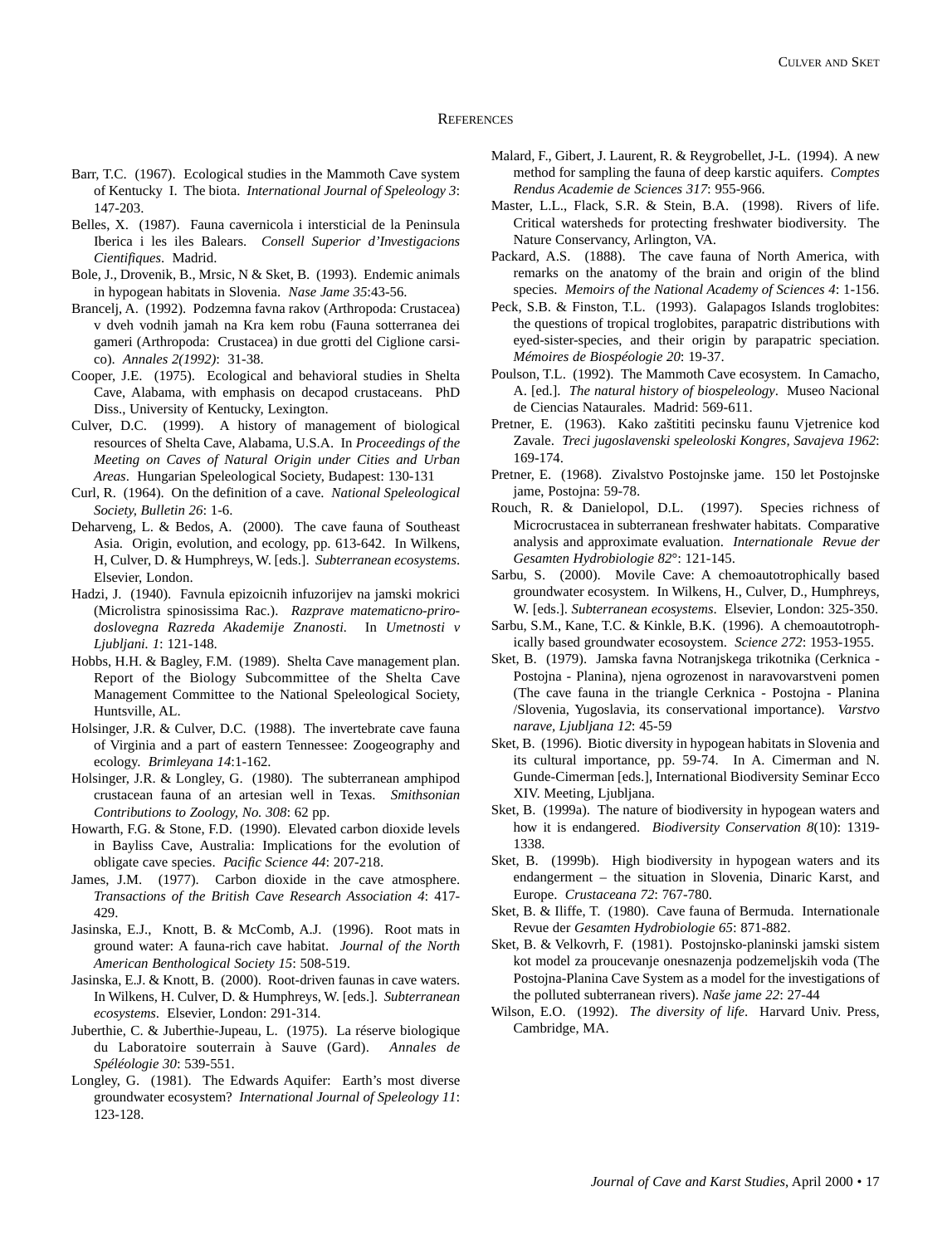## References

Barr, T.C. (1967). Ecological studies in the Mammoth Cave system of Kentucky I. The biota. *International Journal of Speleology 3*: 147-203.

Belles, X. (1987). Fauna cavernicola i intersticial de la Peninsula Iberica i les iles Balears. *Consell Superior d'Investigacions Cientifiques*. Madrid.

Bole, J., Drovenik, B., Mrsic, N & Sket, B. (1993). Endemic animals in hypogean habitats in Slovenia. *Nase Jame 35*:43-56.

Brancelj, A. (1992). Podzemna favna rakov (Arthropoda: Crustacea) v dveh vodnih jamah na Kra kem robu (Fauna sotterranea dei gameri (Arthropoda: Crustacea) in due grotti del Ciglione carsico). *Annales 2(1992)*: 31-38.

Cooper, J.E. (1975). Ecological and behavioral studies in Shelta Cave, Alabama, with emphasis on decapod crustaceans. PhD Diss., University of Kentucky, Lexington.

Culver, D.C. (1999). A history of management of biological resources of Shelta Cave, Alabama, U.S.A. In *Proceedings of the Meeting on Caves of Natural Origin under Cities and Urban Areas*. Hungarian Speleological Society, Budapest: 130-131

Curl, R. (1964). On the definition of a cave. *National Speleological Society, Bulletin 26*: 1-6.

Deharveng, L. & Bedos, A. (2000). The cave fauna of Southeast Asia. Origin, evolution, and ecology, pp. 613-642. In Wilkens, H, Culver, D. & Humphreys, W. [eds.]. *Subterranean ecosystems*. Elsevier, London.

Hadzi, J. (1940). Favnula epizoicnih infuzorijev na jamski mokrici (Microlistra spinosissima Rac.). *Razprave matematicno-prirodoslovegna Razreda Akademije Znanosti.* In *Umetnosti v Ljubljani. 1*: 121-148.

Hobbs, H.H. & Bagley, F.M. (1989). Shelta Cave management plan. Report of the Biology Subcommittee of the Shelta Cave Management Committee to the National Speleological Society, Huntsville, AL.

Holsinger, J.R. & Culver, D.C. (1988). The invertebrate cave fauna of Virginia and a part of eastern Tennessee: Zoogeography and ecology. *Brimleyana 14*:1-162.

Holsinger, J.R. & Longley, G. (1980). The subterranean amphipod crustacean fauna of an artesian well in Texas. *Smithsonian Contributions to Zoology, No. 308*: 62 pp.

Howarth, F.G. & Stone, F.D. (1990). Elevated carbon dioxide levels in Bayliss Cave, Australia: Implications for the evolution of obligate cave species. *Pacific Science 44*: 207-218.

James, J.M. (1977). Carbon dioxide in the cave atmosphere. *Transactions of the British Cave Research Association 4*: 417-429.

Jasinska, E.J., Knott, B. & McComb, A.J. (1996). Root mats in ground water: A fauna-rich cave habitat. *Journal of the North American Benthological Society 15*: 508-519.

Jasinska, E.J. & Knott, B. (2000). Root-driven faunas in cave waters. In Wilkens, H. Culver, D. & Humphreys, W. [eds.]. *Subterranean ecosystems*. Elsevier, London: 291-314.

Juberthie, C. & Juberthie-Jupeau, L. (1975). La réserve biologique du Laboratoire souterrain à Sauve (Gard). *Annales de Spéléologie 30*: 539-551.

Longley, G. (1981). The Edwards Aquifer: Earth's most diverse groundwater ecosystem? *International Journal of Speleology 11*: 123-128.

Malard, F., Gibert, J. Laurent, R. & Reygrobellet, J-L. (1994). A new method for sampling the fauna of deep karstic aquifers. *Comptes Rendus Academie de Sciences 317*: 955-966.

Master, L.L., Flack, S.R. & Stein, B.A. (1998). Rivers of life. Critical watersheds for protecting freshwater biodiversity. The Nature Conservancy, Arlington, VA.

Packard, A.S. (1888). The cave fauna of North America, with remarks on the anatomy of the brain and origin of the blind species. *Memoirs of the National Academy of Sciences 4*: 1-156.

Peck, S.B. & Finston, T.L. (1993). Galapagos Islands troglobites: the questions of tropical troglobites, parapatric distributions with eyed-sister-species, and their origin by parapatric speciation. *Mémoires de Biospéologie 20*: 19-37.

Poulson, T.L. (1992). The Mammoth Cave ecosystem. In Camacho, A. [ed.]. *The natural history of biospeleology*. Museo Nacional de Ciencias Nataurales. Madrid: 569-611.

Pretner, E. (1963). Kako zaštititi pecinsku faunu Vjetrenice kod Zavale. *Treci jugoslavenski speleoloski Kongres, Savajeva 1962*: 169-174.

Pretner, E. (1968). Zivalstvo Postojnske jame. 150 let Postojnske jame, Postojna: 59-78.

Rouch, R. & Danielopol, D.L. (1997). Species richness of Microcrustacea in subterranean freshwater habitats. Comparative analysis and approximate evaluation. *Internationale Revue der Gesamten Hydrobiologie 82*°: 121-145.

Sarbu, S. (2000). Movile Cave: A chemoautotrophically based groundwater ecosystem. In Wilkens, H., Culver, D., Humphreys, W. [eds.]. *Subterranean ecosystems*. Elsevier, London: 325-350.

Sarbu, S.M., Kane, T.C. & Kinkle, B.K. (1996). A chemoautotrophically based groundwater ecosoystem. *Science 272*: 1953-1955.

Sket, B. (1979). Jamska favna Notranjskega trikotnika (Cerknica - Postojna - Planina), njena ogrozenost in naravovarstveni pomen (The cave fauna in the triangle Cerknica - Postojna - Planina /Slovenia, Yugoslavia, its conservational importance). *Varstvo narave, Ljubljana 12*: 45-59

Sket, B. (1996). Biotic diversity in hypogean habitats in Slovenia and its cultural importance, pp. 59-74. In A. Cimerman and N. Gunde-Cimerman [eds.], International Biodiversity Seminar Ecco XIV. Meeting, Ljubljana.

Sket, B. (1999a). The nature of biodiversity in hypogean waters and how it is endangered. *Biodiversity Conservation 8*(10): 1319-1338.

Sket, B. (1999b). High biodiversity in hypogean waters and its endangerment – the situation in Slovenia, Dinaric Karst, and Europe. *Crustaceana 72*: 767-780.

Sket, B. & Iliffe, T. (1980). Cave fauna of Bermuda. Internationale Revue der *Gesamten Hydrobiologie 65*: 871-882.

Sket, B. & Velkovrh, F. (1981). Postojnsko-planinski jamski sistem kot model za proucevanje onesnazenja podzemeljskih voda (The Postojna-Planina Cave System as a model for the investigations of the polluted subterranean rivers). *Naše jame 22*: 27-44

Wilson, E.O. (1992). *The diversity of life*. Harvard Univ. Press, Cambridge, MA.